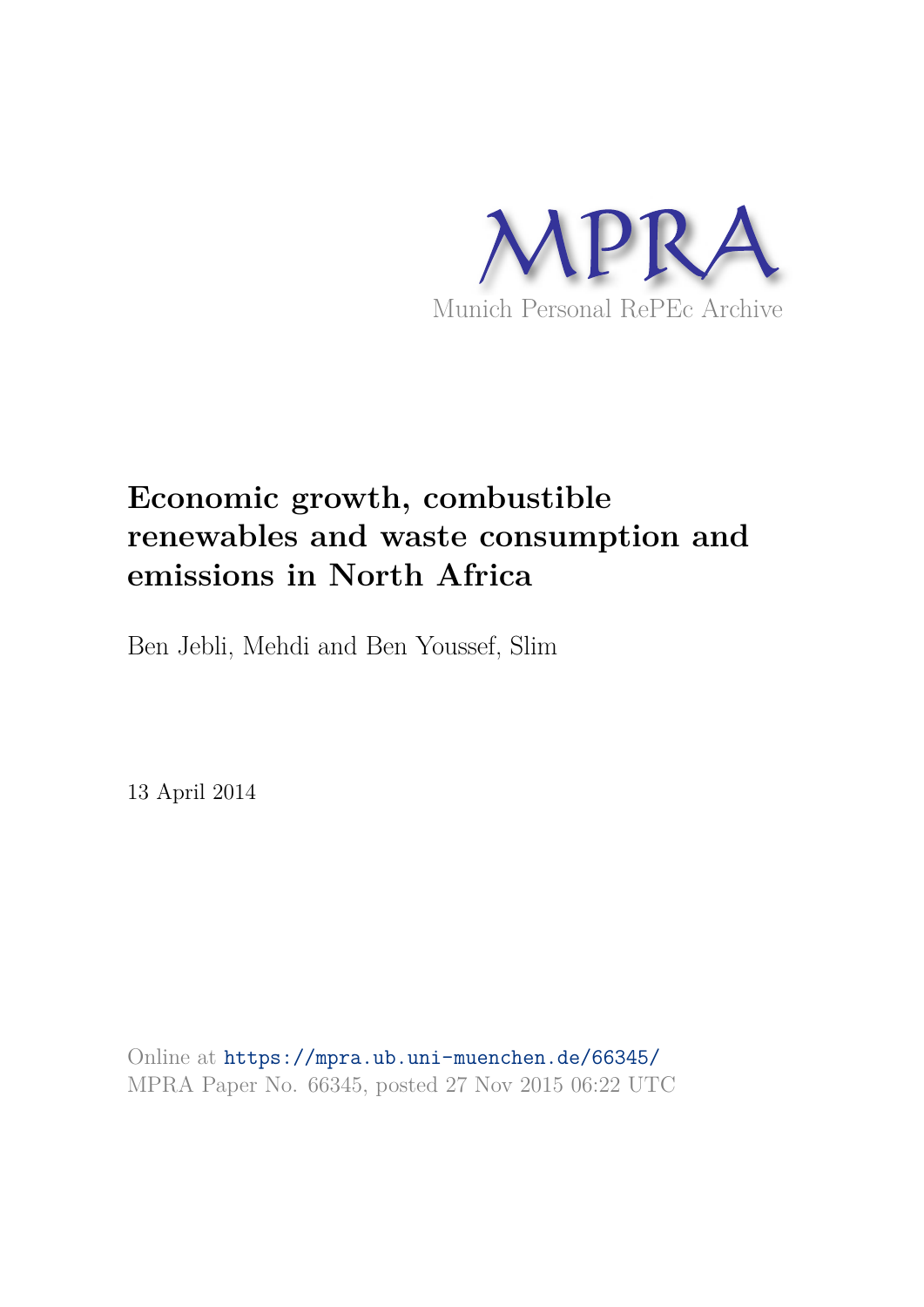MPRA

Munich Personal RePEc Archive

# Economic growth, combustible renewables and waste consumption and emissions in North Africa

Ben Jebli, Mehdi and Ben Youssef, Slim

13 April 2014

Online at https://mpra.ub.uni-muenchen.de/66345/
MPRA Paper No. 66345, posted 27 Nov 2015 06:22 UTC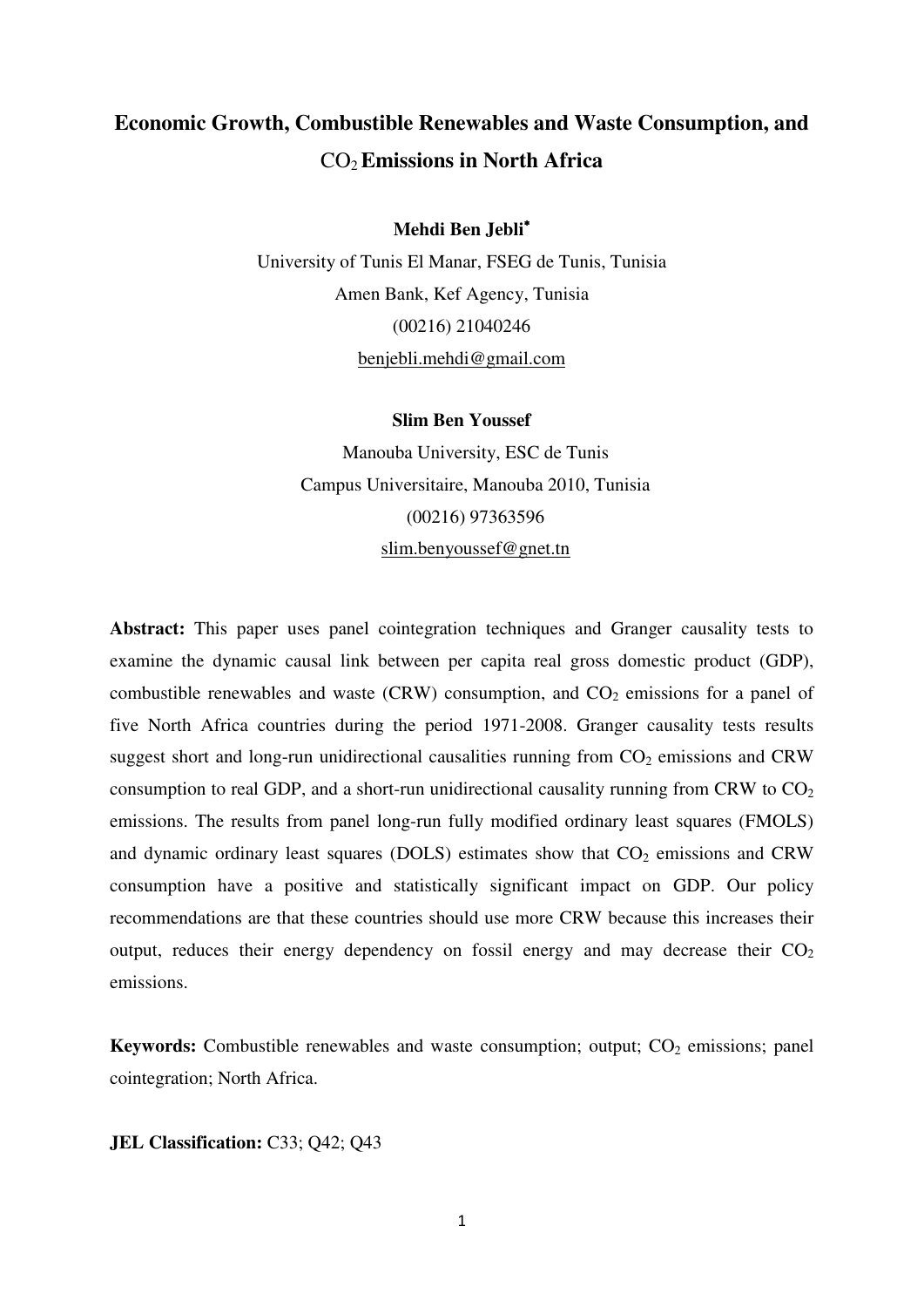# Economic Growth, Combustible Renewables and Waste Consumption, and $CO_2$ Emissions in North Africa

**Mehdi Ben Jebli**[*]

University of Tunis El Manar, FSEG de Tunis, Tunisia

Amen Bank, Kef Agency, Tunisia

(00216) 21040246

benjebli.mehdi@gmail.com

**Slim Ben Youssef**

Manouba University, ESC de Tunis

Campus Universitaire, Manouba 2010, Tunisia

(00216) 97363596

slim.benyoussef@gnet.tn

**Abstract:** This paper uses panel cointegration techniques and Granger causality tests to examine the dynamic causal link between per capita real gross domestic product (GDP), combustible renewables and waste (CRW) consumption, and $CO_2$ emissions for a panel of five North Africa countries during the period 1971-2008. Granger causality tests results suggest short and long-run unidirectional causalities running from $CO_2$ emissions and CRW consumption to real GDP, and a short-run unidirectional causality running from CRW to $CO_2$ emissions. The results from panel long-run fully modified ordinary least squares (FMOLS) and dynamic ordinary least squares (DOLS) estimates show that $CO_2$ emissions and CRW consumption have a positive and statistically significant impact on GDP. Our policy recommendations are that these countries should use more CRW because this increases their output, reduces their energy dependency on fossil energy and may decrease their $CO_2$ emissions.

**Keywords:** Combustible renewables and waste consumption; output; $CO_2$ emissions; panel cointegration; North Africa.

**JEL Classification:** C33; Q42; Q43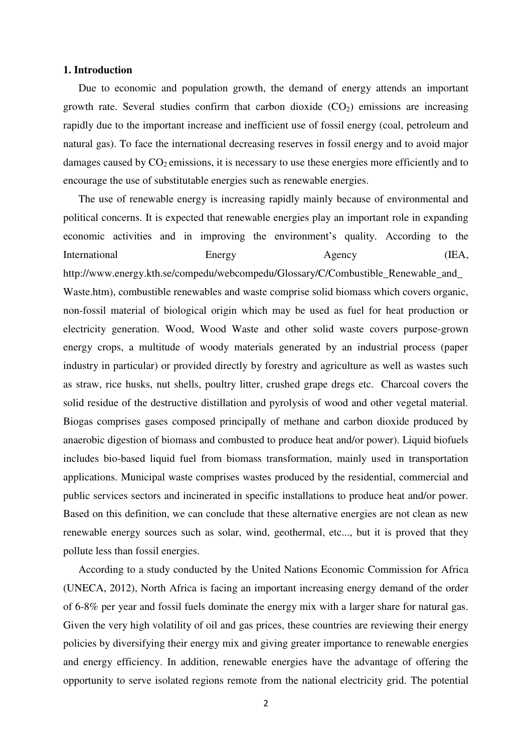## 1. Introduction

Due to economic and population growth, the demand of energy attends an important growth rate. Several studies confirm that carbon dioxide ($CO_2$) emissions are increasing rapidly due to the important increase and inefficient use of fossil energy (coal, petroleum and natural gas). To face the international decreasing reserves in fossil energy and to avoid major damages caused by $CO_2$ emissions, it is necessary to use these energies more efficiently and to encourage the use of substitutable energies such as renewable energies.

The use of renewable energy is increasing rapidly mainly because of environmental and political concerns. It is expected that renewable energies play an important role in expanding economic activities and in improving the environment's quality. According to the International Energy Agency (IEA, http://www.energy.kth.se/compedu/webcompedu/Glossary/C/Combustible_Renewable_and_Waste.htm), combustible renewables and waste comprise solid biomass which covers organic, non-fossil material of biological origin which may be used as fuel for heat production or electricity generation. Wood, Wood Waste and other solid waste covers purpose-grown energy crops, a multitude of woody materials generated by an industrial process (paper industry in particular) or provided directly by forestry and agriculture as well as wastes such as straw, rice husks, nut shells, poultry litter, crushed grape dregs etc. Charcoal covers the solid residue of the destructive distillation and pyrolysis of wood and other vegetal material. Biogas comprises gases composed principally of methane and carbon dioxide produced by anaerobic digestion of biomass and combusted to produce heat and/or power). Liquid biofuels includes bio-based liquid fuel from biomass transformation, mainly used in transportation applications. Municipal waste comprises wastes produced by the residential, commercial and public services sectors and incinerated in specific installations to produce heat and/or power. Based on this definition, we can conclude that these alternative energies are not clean as new renewable energy sources such as solar, wind, geothermal, etc..., but it is proved that they pollute less than fossil energies.

According to a study conducted by the United Nations Economic Commission for Africa (UNECA, 2012), North Africa is facing an important increasing energy demand of the order of 6-8% per year and fossil fuels dominate the energy mix with a larger share for natural gas. Given the very high volatility of oil and gas prices, these countries are reviewing their energy policies by diversifying their energy mix and giving greater importance to renewable energies and energy efficiency. In addition, renewable energies have the advantage of offering the opportunity to serve isolated regions remote from the national electricity grid. The potential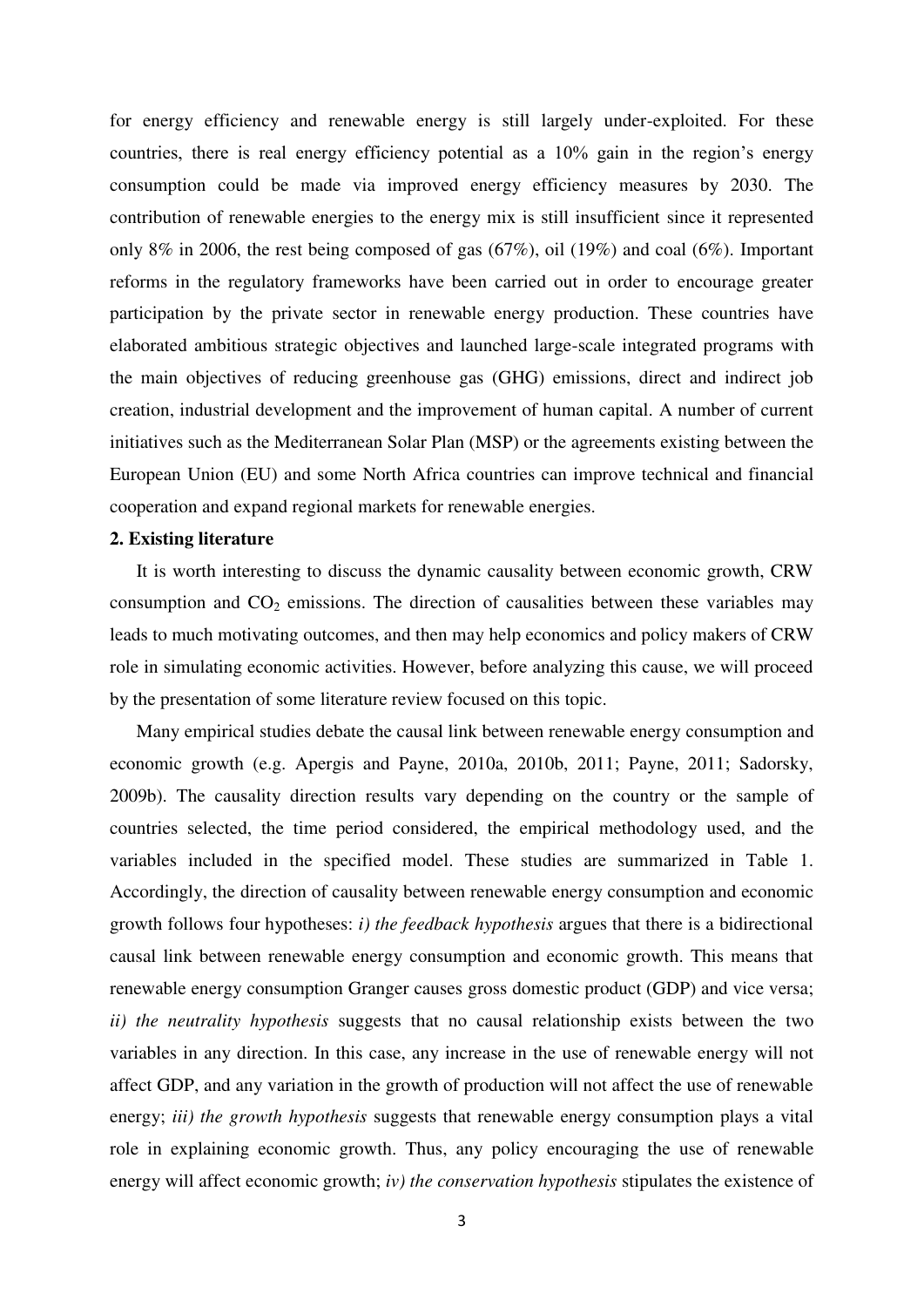for energy efficiency and renewable energy is still largely under-exploited. For these countries, there is real energy efficiency potential as a 10% gain in the region's energy consumption could be made via improved energy efficiency measures by 2030. The contribution of renewable energies to the energy mix is still insufficient since it represented only 8% in 2006, the rest being composed of gas (67%), oil (19%) and coal (6%). Important reforms in the regulatory frameworks have been carried out in order to encourage greater participation by the private sector in renewable energy production. These countries have elaborated ambitious strategic objectives and launched large-scale integrated programs with the main objectives of reducing greenhouse gas (GHG) emissions, direct and indirect job creation, industrial development and the improvement of human capital. A number of current initiatives such as the Mediterranean Solar Plan (MSP) or the agreements existing between the European Union (EU) and some North Africa countries can improve technical and financial cooperation and expand regional markets for renewable energies.

## 2. Existing literature

It is worth interesting to discuss the dynamic causality between economic growth, CRW consumption and $CO_2$ emissions. The direction of causalities between these variables may leads to much motivating outcomes, and then may help economics and policy makers of CRW role in simulating economic activities. However, before analyzing this cause, we will proceed by the presentation of some literature review focused on this topic.

Many empirical studies debate the causal link between renewable energy consumption and economic growth (e.g. Apergis and Payne, 2010a, 2010b, 2011; Payne, 2011; Sadorsky, 2009b). The causality direction results vary depending on the country or the sample of countries selected, the time period considered, the empirical methodology used, and the variables included in the specified model. These studies are summarized in Table 1. Accordingly, the direction of causality between renewable energy consumption and economic growth follows four hypotheses: *i) the feedback hypothesis* argues that there is a bidirectional causal link between renewable energy consumption and economic growth. This means that renewable energy consumption Granger causes gross domestic product (GDP) and vice versa; *ii) the neutrality hypothesis* suggests that no causal relationship exists between the two variables in any direction. In this case, any increase in the use of renewable energy will not affect GDP, and any variation in the growth of production will not affect the use of renewable energy; *iii) the growth hypothesis* suggests that renewable energy consumption plays a vital role in explaining economic growth. Thus, any policy encouraging the use of renewable energy will affect economic growth; *iv) the conservation hypothesis* stipulates the existence of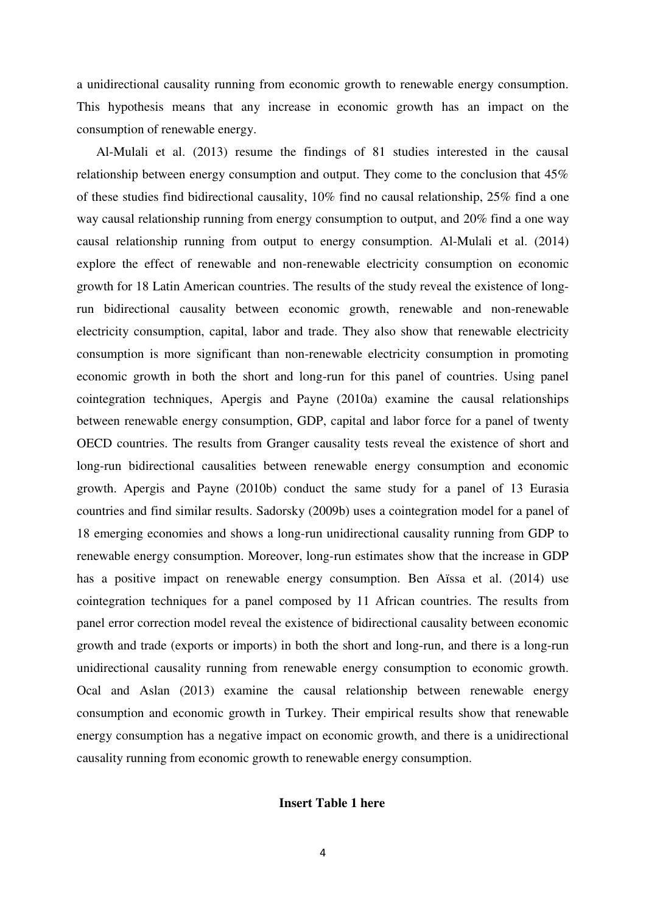a unidirectional causality running from economic growth to renewable energy consumption. This hypothesis means that any increase in economic growth has an impact on the consumption of renewable energy.

Al-Mulali et al. (2013) resume the findings of 81 studies interested in the causal relationship between energy consumption and output. They come to the conclusion that 45% of these studies find bidirectional causality, 10% find no causal relationship, 25% find a one way causal relationship running from energy consumption to output, and 20% find a one way causal relationship running from output to energy consumption. Al-Mulali et al. (2014) explore the effect of renewable and non-renewable electricity consumption on economic growth for 18 Latin American countries. The results of the study reveal the existence of long-run bidirectional causality between economic growth, renewable and non-renewable electricity consumption, capital, labor and trade. They also show that renewable electricity consumption is more significant than non-renewable electricity consumption in promoting economic growth in both the short and long-run for this panel of countries. Using panel cointegration techniques, Apergis and Payne (2010a) examine the causal relationships between renewable energy consumption, GDP, capital and labor force for a panel of twenty OECD countries. The results from Granger causality tests reveal the existence of short and long-run bidirectional causalities between renewable energy consumption and economic growth. Apergis and Payne (2010b) conduct the same study for a panel of 13 Eurasia countries and find similar results. Sadorsky (2009b) uses a cointegration model for a panel of 18 emerging economies and shows a long-run unidirectional causality running from GDP to renewable energy consumption. Moreover, long-run estimates show that the increase in GDP has a positive impact on renewable energy consumption. Ben Aïssa et al. (2014) use cointegration techniques for a panel composed by 11 African countries. The results from panel error correction model reveal the existence of bidirectional causality between economic growth and trade (exports or imports) in both the short and long-run, and there is a long-run unidirectional causality running from renewable energy consumption to economic growth. Ocal and Aslan (2013) examine the causal relationship between renewable energy consumption and economic growth in Turkey. Their empirical results show that renewable energy consumption has a negative impact on economic growth, and there is a unidirectional causality running from economic growth to renewable energy consumption.

**Insert Table 1 here**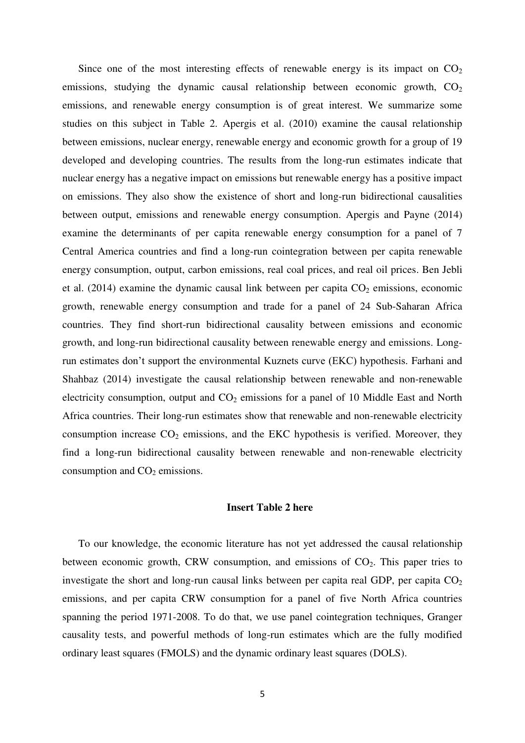Since one of the most interesting effects of renewable energy is its impact on $CO_2$ emissions, studying the dynamic causal relationship between economic growth, $CO_2$ emissions, and renewable energy consumption is of great interest. We summarize some studies on this subject in Table 2. Apergis et al. (2010) examine the causal relationship between emissions, nuclear energy, renewable energy and economic growth for a group of 19 developed and developing countries. The results from the long-run estimates indicate that nuclear energy has a negative impact on emissions but renewable energy has a positive impact on emissions. They also show the existence of short and long-run bidirectional causalities between output, emissions and renewable energy consumption. Apergis and Payne (2014) examine the determinants of per capita renewable energy consumption for a panel of 7 Central America countries and find a long-run cointegration between per capita renewable energy consumption, output, carbon emissions, real coal prices, and real oil prices. Ben Jebli et al. (2014) examine the dynamic causal link between per capita $CO_2$ emissions, economic growth, renewable energy consumption and trade for a panel of 24 Sub-Saharan Africa countries. They find short-run bidirectional causality between emissions and economic growth, and long-run bidirectional causality between renewable energy and emissions. Long-run estimates don't support the environmental Kuznets curve (EKC) hypothesis. Farhani and Shahbaz (2014) investigate the causal relationship between renewable and non-renewable electricity consumption, output and $CO_2$ emissions for a panel of 10 Middle East and North Africa countries. Their long-run estimates show that renewable and non-renewable electricity consumption increase $CO_2$ emissions, and the EKC hypothesis is verified. Moreover, they find a long-run bidirectional causality between renewable and non-renewable electricity consumption and $CO_2$ emissions.

**Insert Table 2 here**

To our knowledge, the economic literature has not yet addressed the causal relationship between economic growth, CRW consumption, and emissions of $CO_2$. This paper tries to investigate the short and long-run causal links between per capita real GDP, per capita $CO_2$ emissions, and per capita CRW consumption for a panel of five North Africa countries spanning the period 1971-2008. To do that, we use panel cointegration techniques, Granger causality tests, and powerful methods of long-run estimates which are the fully modified ordinary least squares (FMOLS) and the dynamic ordinary least squares (DOLS).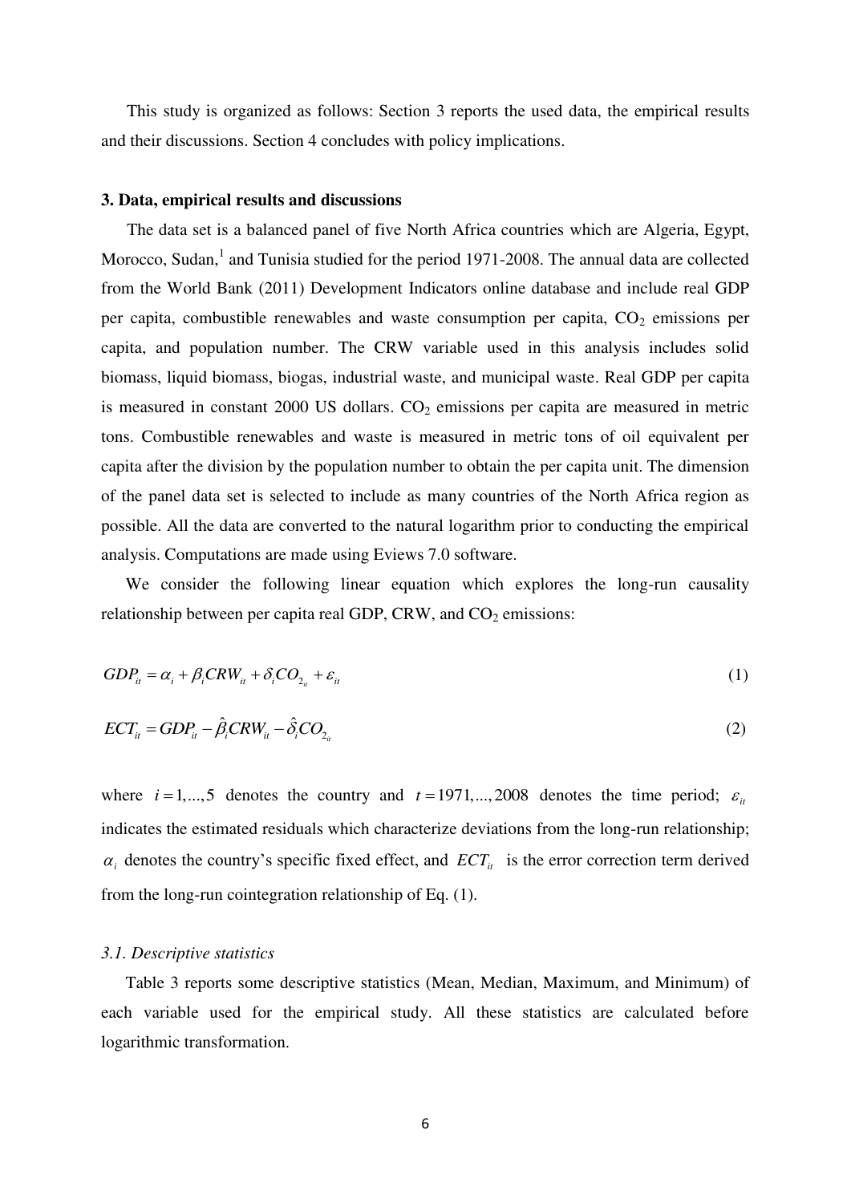This study is organized as follows: Section 3 reports the used data, the empirical results and their discussions. Section 4 concludes with policy implications.

## 3. Data, empirical results and discussions

The data set is a balanced panel of five North Africa countries which are Algeria, Egypt, Morocco, Sudan,[1] and Tunisia studied for the period 1971-2008. The annual data are collected from the World Bank (2011) Development Indicators online database and include real GDP per capita, combustible renewables and waste consumption per capita, $CO_2$ emissions per capita, and population number. The CRW variable used in this analysis includes solid biomass, liquid biomass, biogas, industrial waste, and municipal waste. Real GDP per capita is measured in constant 2000 US dollars. $CO_2$ emissions per capita are measured in metric tons. Combustible renewables and waste is measured in metric tons of oil equivalent per capita after the division by the population number to obtain the per capita unit. The dimension of the panel data set is selected to include as many countries of the North Africa region as possible. All the data are converted to the natural logarithm prior to conducting the empirical analysis. Computations are made using Eviews 7.0 software.

We consider the following linear equation which explores the long-run causality relationship between per capita real GDP, CRW, and $CO_2$ emissions:

$$GDP_{it} = \alpha_i + \beta_i CRW_{it} + \delta_i CO_{2_{it}} + \varepsilon_{it} \tag{1}$$

$$ECT_{it} = GDP_{it} - \hat{\beta}_i CRW_{it} - \hat{\delta}_i CO_{2_{it}} \tag{2}$$

where $i = 1,...,5$ denotes the country and $t = 1971,...,2008$ denotes the time period; $\varepsilon_{it}$ indicates the estimated residuals which characterize deviations from the long-run relationship; $\alpha_i$ denotes the country's specific fixed effect, and $ECT_{it}$ is the error correction term derived from the long-run cointegration relationship of Eq. (1).

### *3.1. Descriptive statistics*

Table 3 reports some descriptive statistics (Mean, Median, Maximum, and Minimum) of each variable used for the empirical study. All these statistics are calculated before logarithmic transformation.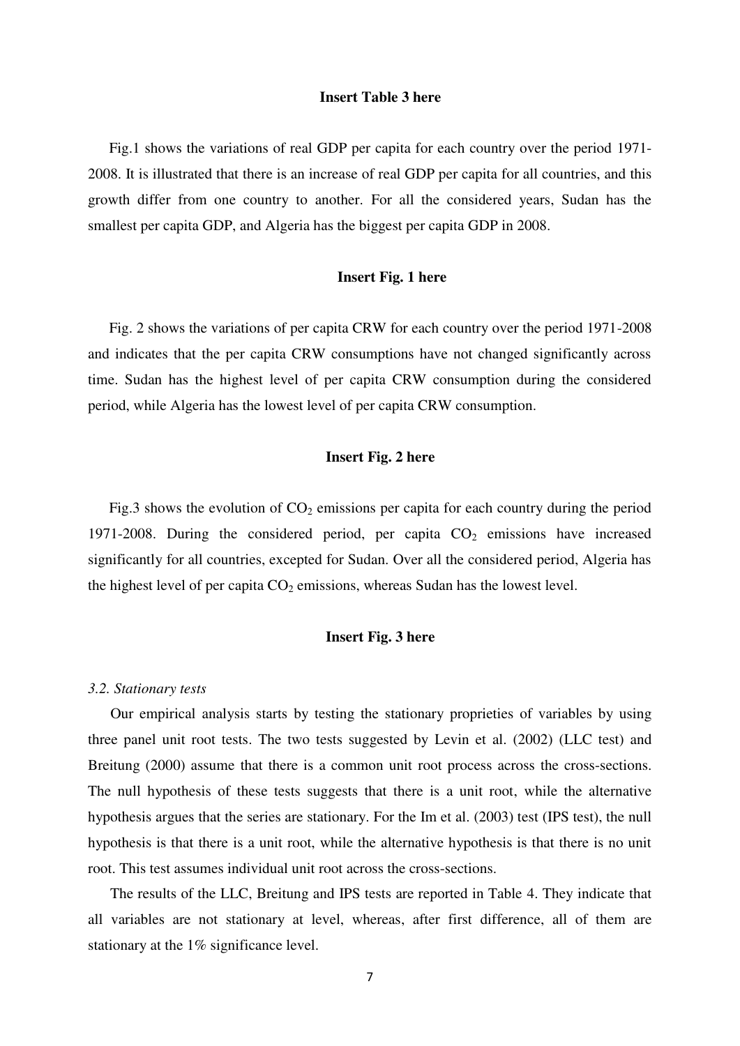**Insert Table 3 here**

Fig.1 shows the variations of real GDP per capita for each country over the period 1971-2008. It is illustrated that there is an increase of real GDP per capita for all countries, and this growth differ from one country to another. For all the considered years, Sudan has the smallest per capita GDP, and Algeria has the biggest per capita GDP in 2008.

**Insert Fig. 1 here**

Fig. 2 shows the variations of per capita CRW for each country over the period 1971-2008 and indicates that the per capita CRW consumptions have not changed significantly across time. Sudan has the highest level of per capita CRW consumption during the considered period, while Algeria has the lowest level of per capita CRW consumption.

**Insert Fig. 2 here**

Fig.3 shows the evolution of $CO_2$ emissions per capita for each country during the period 1971-2008. During the considered period, per capita $CO_2$ emissions have increased significantly for all countries, excepted for Sudan. Over all the considered period, Algeria has the highest level of per capita $CO_2$ emissions, whereas Sudan has the lowest level.

**Insert Fig. 3 here**

*3.2. Stationary tests*

Our empirical analysis starts by testing the stationary proprieties of variables by using three panel unit root tests. The two tests suggested by Levin et al. (2002) (LLC test) and Breitung (2000) assume that there is a common unit root process across the cross-sections. The null hypothesis of these tests suggests that there is a unit root, while the alternative hypothesis argues that the series are stationary. For the Im et al. (2003) test (IPS test), the null hypothesis is that there is a unit root, while the alternative hypothesis is that there is no unit root. This test assumes individual unit root across the cross-sections.

The results of the LLC, Breitung and IPS tests are reported in Table 4. They indicate that all variables are not stationary at level, whereas, after first difference, all of them are stationary at the 1% significance level.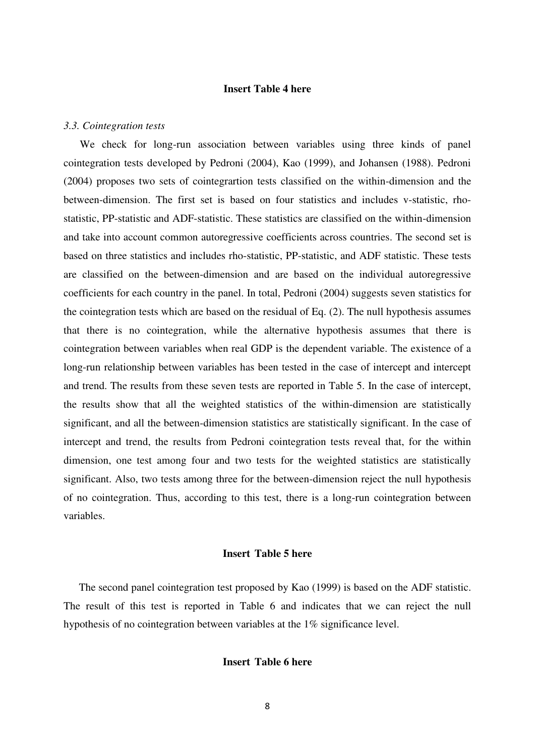**Insert Table 4 here**

### *3.3. Cointegration tests*

We check for long-run association between variables using three kinds of panel cointegration tests developed by Pedroni (2004), Kao (1999), and Johansen (1988). Pedroni (2004) proposes two sets of cointegrartion tests classified on the within-dimension and the between-dimension. The first set is based on four statistics and includes v-statistic, rho-statistic, PP-statistic and ADF-statistic. These statistics are classified on the within-dimension and take into account common autoregressive coefficients across countries. The second set is based on three statistics and includes rho-statistic, PP-statistic, and ADF statistic. These tests are classified on the between-dimension and are based on the individual autoregressive coefficients for each country in the panel. In total, Pedroni (2004) suggests seven statistics for the cointegration tests which are based on the residual of Eq. (2). The null hypothesis assumes that there is no cointegration, while the alternative hypothesis assumes that there is cointegration between variables when real GDP is the dependent variable. The existence of a long-run relationship between variables has been tested in the case of intercept and intercept and trend. The results from these seven tests are reported in Table 5. In the case of intercept, the results show that all the weighted statistics of the within-dimension are statistically significant, and all the between-dimension statistics are statistically significant. In the case of intercept and trend, the results from Pedroni cointegration tests reveal that, for the within dimension, one test among four and two tests for the weighted statistics are statistically significant. Also, two tests among three for the between-dimension reject the null hypothesis of no cointegration. Thus, according to this test, there is a long-run cointegration between variables.

**Insert Table 5 here**

The second panel cointegration test proposed by Kao (1999) is based on the ADF statistic. The result of this test is reported in Table 6 and indicates that we can reject the null hypothesis of no cointegration between variables at the 1% significance level.

**Insert Table 6 here**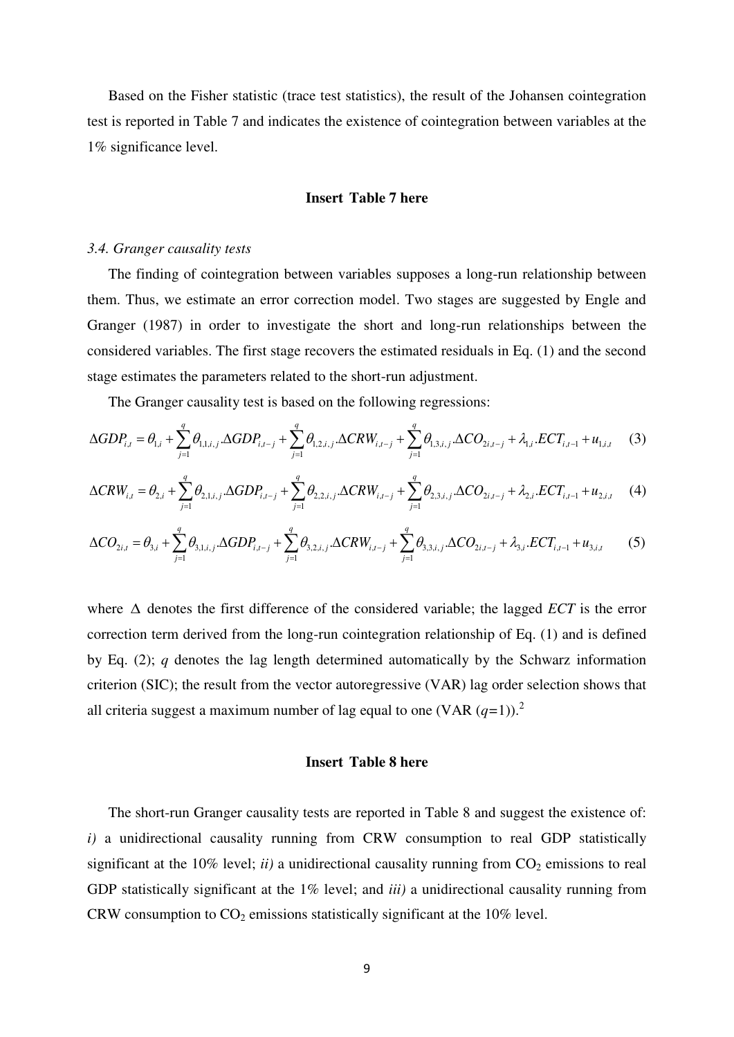Based on the Fisher statistic (trace test statistics), the result of the Johansen cointegration test is reported in Table 7 and indicates the existence of cointegration between variables at the 1% significance level.

**Insert Table 7 here**

### *3.4. Granger causality tests*

The finding of cointegration between variables supposes a long-run relationship between them. Thus, we estimate an error correction model. Two stages are suggested by Engle and Granger (1987) in order to investigate the short and long-run relationships between the considered variables. The first stage recovers the estimated residuals in Eq. (1) and the second stage estimates the parameters related to the short-run adjustment.

The Granger causality test is based on the following regressions:

$$\Delta GDP_{i,t} = \theta_{1,i} + \sum_{j=1}^{q} \theta_{1,1,i,j}.\Delta GDP_{i,t-j} + \sum_{j=1}^{q} \theta_{1,2,i,j}.\Delta CRW_{i,t-j} + \sum_{j=1}^{q} \theta_{1,3,i,j}.\Delta CO_{2i,t-j} + \lambda_{1,i}.ECT_{i,t-1} + u_{1,i,t} \quad (3)$$

$$\Delta CRW_{i,t} = \theta_{2,i} + \sum_{j=1}^{q} \theta_{2,1,i,j}.\Delta GDP_{i,t-j} + \sum_{j=1}^{q} \theta_{2,2,i,j}.\Delta CRW_{i,t-j} + \sum_{j=1}^{q} \theta_{2,3,i,j}.\Delta CO_{2i,t-j} + \lambda_{2,i}.ECT_{i,t-1} + u_{2,i,t} \quad (4)$$

$$\Delta CO_{2i,t} = \theta_{3,i} + \sum_{j=1}^{q} \theta_{3,1,i,j}.\Delta GDP_{i,t-j} + \sum_{j=1}^{q} \theta_{3,2,i,j}.\Delta CRW_{i,t-j} + \sum_{j=1}^{q} \theta_{3,3,i,j}.\Delta CO_{2i,t-j} + \lambda_{3,i}.ECT_{i,t-1} + u_{3,i,t} \quad (5)$$

where $\Delta$ denotes the first difference of the considered variable; the lagged *ECT* is the error correction term derived from the long-run cointegration relationship of Eq. (1) and is defined by Eq. (2); $q$ denotes the lag length determined automatically by the Schwarz information criterion (SIC); the result from the vector autoregressive (VAR) lag order selection shows that all criteria suggest a maximum number of lag equal to one (VAR ($q$=1)).[2]

**Insert Table 8 here**

The short-run Granger causality tests are reported in Table 8 and suggest the existence of: *i)* a unidirectional causality running from CRW consumption to real GDP statistically significant at the 10% level; *ii)* a unidirectional causality running from $CO_2$ emissions to real GDP statistically significant at the 1% level; and *iii)* a unidirectional causality running from CRW consumption to $CO_2$ emissions statistically significant at the 10% level.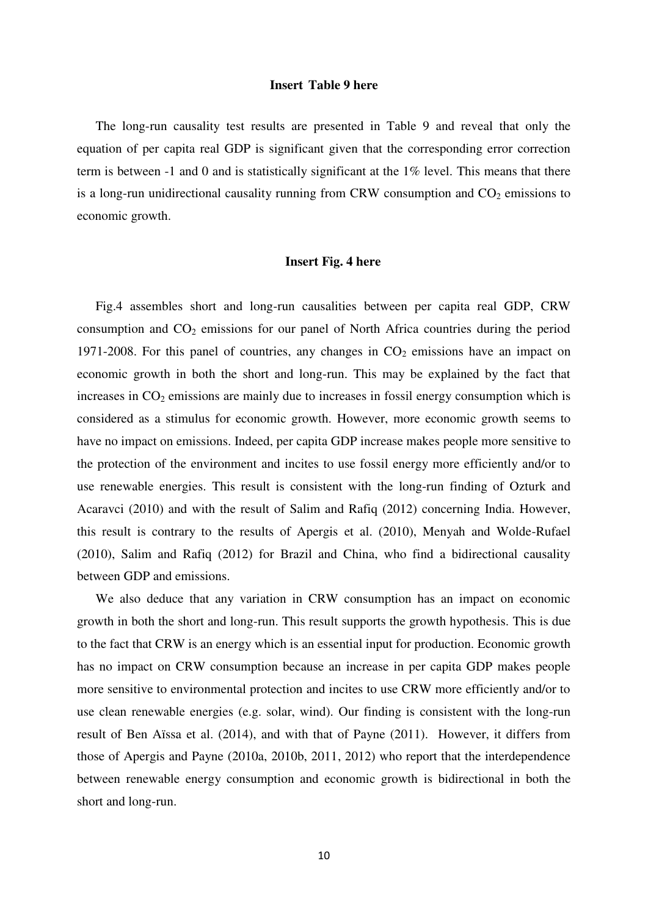**Insert Table 9 here**

The long-run causality test results are presented in Table 9 and reveal that only the equation of per capita real GDP is significant given that the corresponding error correction term is between -1 and 0 and is statistically significant at the 1% level. This means that there is a long-run unidirectional causality running from CRW consumption and $CO_2$ emissions to economic growth.

**Insert Fig. 4 here**

Fig.4 assembles short and long-run causalities between per capita real GDP, CRW consumption and $CO_2$ emissions for our panel of North Africa countries during the period 1971-2008. For this panel of countries, any changes in $CO_2$ emissions have an impact on economic growth in both the short and long-run. This may be explained by the fact that increases in $CO_2$ emissions are mainly due to increases in fossil energy consumption which is considered as a stimulus for economic growth. However, more economic growth seems to have no impact on emissions. Indeed, per capita GDP increase makes people more sensitive to the protection of the environment and incites to use fossil energy more efficiently and/or to use renewable energies. This result is consistent with the long-run finding of Ozturk and Acaravci (2010) and with the result of Salim and Rafiq (2012) concerning India. However, this result is contrary to the results of Apergis et al. (2010), Menyah and Wolde-Rufael (2010), Salim and Rafiq (2012) for Brazil and China, who find a bidirectional causality between GDP and emissions.

We also deduce that any variation in CRW consumption has an impact on economic growth in both the short and long-run. This result supports the growth hypothesis. This is due to the fact that CRW is an energy which is an essential input for production. Economic growth has no impact on CRW consumption because an increase in per capita GDP makes people more sensitive to environmental protection and incites to use CRW more efficiently and/or to use clean renewable energies (e.g. solar, wind). Our finding is consistent with the long-run result of Ben Aïssa et al. (2014), and with that of Payne (2011). However, it differs from those of Apergis and Payne (2010a, 2010b, 2011, 2012) who report that the interdependence between renewable energy consumption and economic growth is bidirectional in both the short and long-run.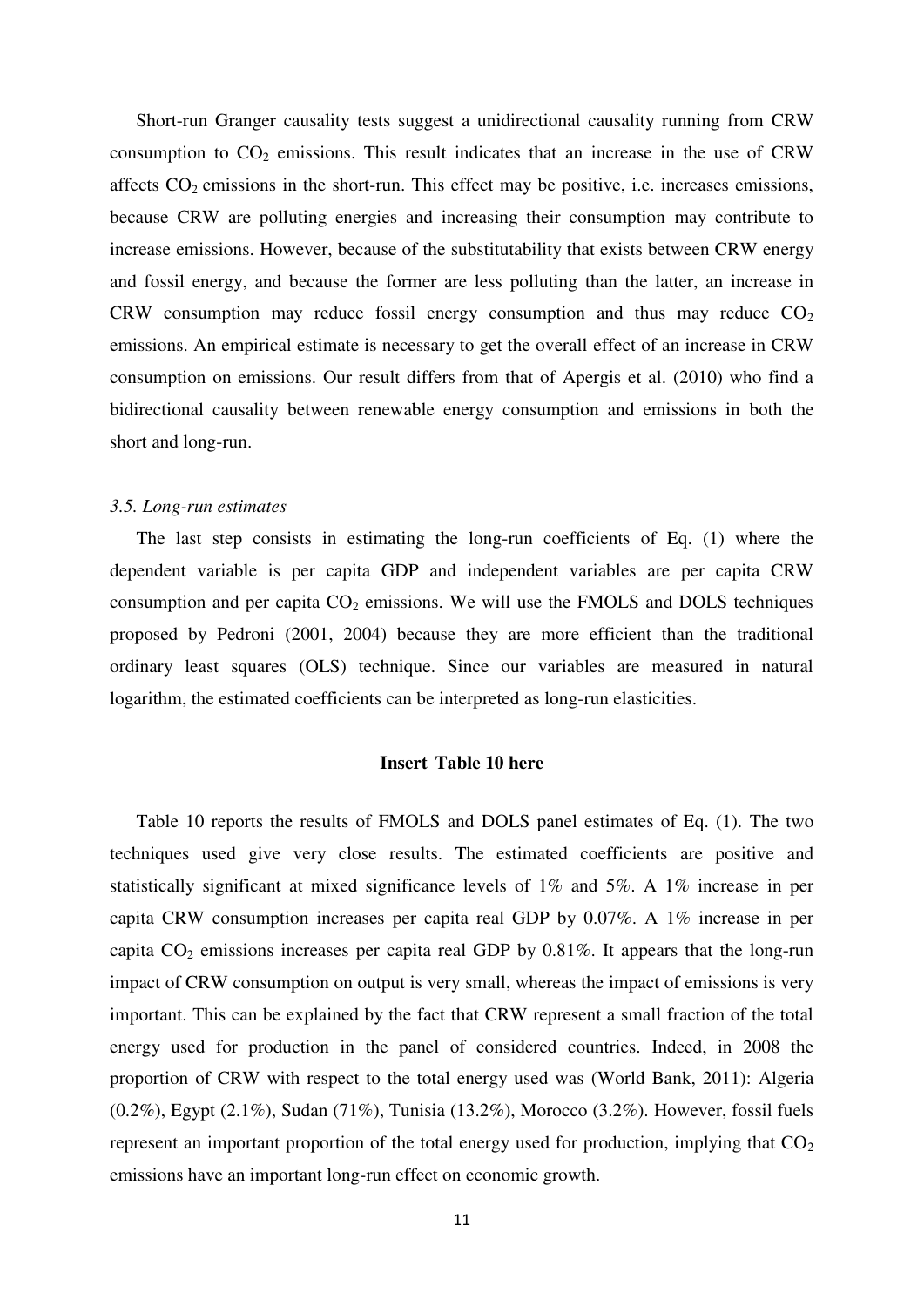Short-run Granger causality tests suggest a unidirectional causality running from CRW consumption to $CO_2$ emissions. This result indicates that an increase in the use of CRW affects $CO_2$ emissions in the short-run. This effect may be positive, i.e. increases emissions, because CRW are polluting energies and increasing their consumption may contribute to increase emissions. However, because of the substitutability that exists between CRW energy and fossil energy, and because the former are less polluting than the latter, an increase in CRW consumption may reduce fossil energy consumption and thus may reduce $CO_2$ emissions. An empirical estimate is necessary to get the overall effect of an increase in CRW consumption on emissions. Our result differs from that of Apergis et al. (2010) who find a bidirectional causality between renewable energy consumption and emissions in both the short and long-run.

### *3.5. Long-run estimates*

The last step consists in estimating the long-run coefficients of Eq. (1) where the dependent variable is per capita GDP and independent variables are per capita CRW consumption and per capita $CO_2$ emissions. We will use the FMOLS and DOLS techniques proposed by Pedroni (2001, 2004) because they are more efficient than the traditional ordinary least squares (OLS) technique. Since our variables are measured in natural logarithm, the estimated coefficients can be interpreted as long-run elasticities.

**Insert Table 10 here**

Table 10 reports the results of FMOLS and DOLS panel estimates of Eq. (1). The two techniques used give very close results. The estimated coefficients are positive and statistically significant at mixed significance levels of 1% and 5%. A 1% increase in per capita CRW consumption increases per capita real GDP by 0.07%. A 1% increase in per capita $CO_2$ emissions increases per capita real GDP by 0.81%. It appears that the long-run impact of CRW consumption on output is very small, whereas the impact of emissions is very important. This can be explained by the fact that CRW represent a small fraction of the total energy used for production in the panel of considered countries. Indeed, in 2008 the proportion of CRW with respect to the total energy used was (World Bank, 2011): Algeria (0.2%), Egypt (2.1%), Sudan (71%), Tunisia (13.2%), Morocco (3.2%). However, fossil fuels represent an important proportion of the total energy used for production, implying that $CO_2$ emissions have an important long-run effect on economic growth.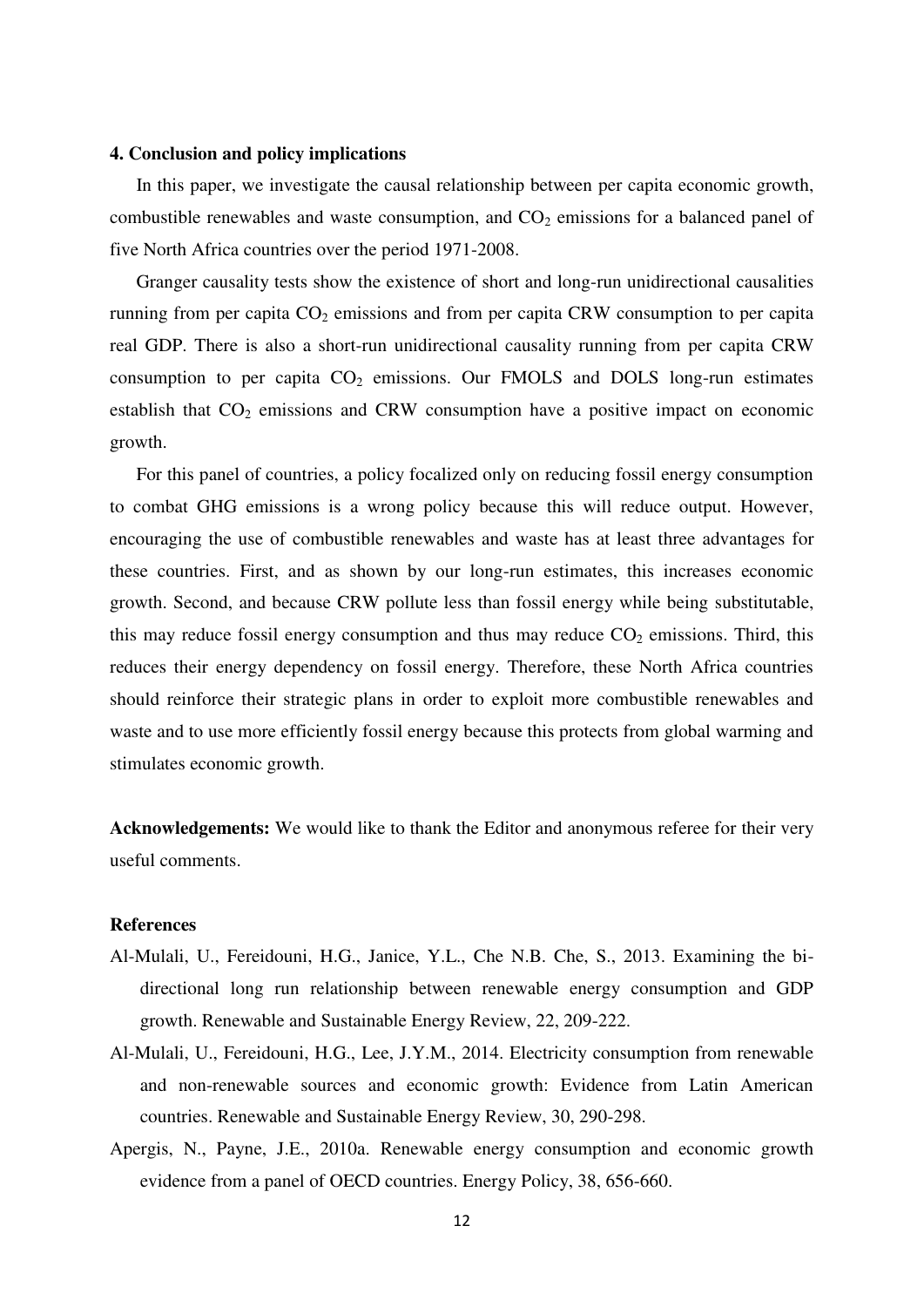## 4. Conclusion and policy implications

In this paper, we investigate the causal relationship between per capita economic growth, combustible renewables and waste consumption, and $CO_2$ emissions for a balanced panel of five North Africa countries over the period 1971-2008.

Granger causality tests show the existence of short and long-run unidirectional causalities running from per capita $CO_2$ emissions and from per capita CRW consumption to per capita real GDP. There is also a short-run unidirectional causality running from per capita CRW consumption to per capita $CO_2$ emissions. Our FMOLS and DOLS long-run estimates establish that $CO_2$ emissions and CRW consumption have a positive impact on economic growth.

For this panel of countries, a policy focalized only on reducing fossil energy consumption to combat GHG emissions is a wrong policy because this will reduce output. However, encouraging the use of combustible renewables and waste has at least three advantages for these countries. First, and as shown by our long-run estimates, this increases economic growth. Second, and because CRW pollute less than fossil energy while being substitutable, this may reduce fossil energy consumption and thus may reduce $CO_2$ emissions. Third, this reduces their energy dependency on fossil energy. Therefore, these North Africa countries should reinforce their strategic plans in order to exploit more combustible renewables and waste and to use more efficiently fossil energy because this protects from global warming and stimulates economic growth.

**Acknowledgements:** We would like to thank the Editor and anonymous referee for their very useful comments.

## References

Al-Mulali, U., Fereidouni, H.G., Janice, Y.L., Che N.B. Che, S., 2013. Examining the bi-directional long run relationship between renewable energy consumption and GDP growth. Renewable and Sustainable Energy Review, 22, 209-222.

Al-Mulali, U., Fereidouni, H.G., Lee, J.Y.M., 2014. Electricity consumption from renewable and non-renewable sources and economic growth: Evidence from Latin American countries. Renewable and Sustainable Energy Review, 30, 290-298.

Apergis, N., Payne, J.E., 2010a. Renewable energy consumption and economic growth evidence from a panel of OECD countries. Energy Policy, 38, 656-660.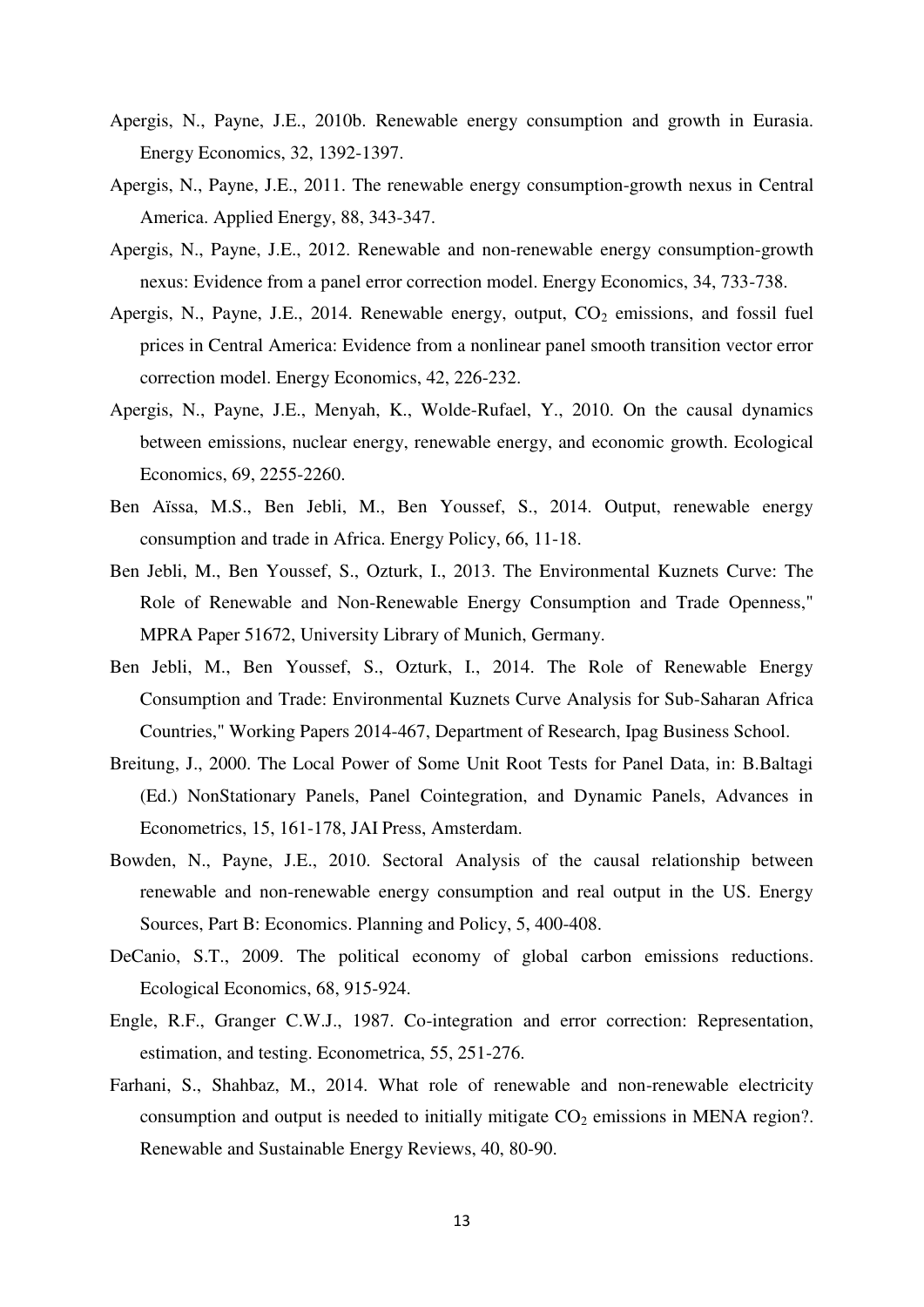Apergis, N., Payne, J.E., 2010b. Renewable energy consumption and growth in Eurasia. Energy Economics, 32, 1392-1397.

Apergis, N., Payne, J.E., 2011. The renewable energy consumption-growth nexus in Central America. Applied Energy, 88, 343-347.

Apergis, N., Payne, J.E., 2012. Renewable and non-renewable energy consumption-growth nexus: Evidence from a panel error correction model. Energy Economics, 34, 733-738.

Apergis, N., Payne, J.E., 2014. Renewable energy, output, $CO_2$ emissions, and fossil fuel prices in Central America: Evidence from a nonlinear panel smooth transition vector error correction model. Energy Economics, 42, 226-232.

Apergis, N., Payne, J.E., Menyah, K., Wolde-Rufael, Y., 2010. On the causal dynamics between emissions, nuclear energy, renewable energy, and economic growth. Ecological Economics, 69, 2255-2260.

Ben Aïssa, M.S., Ben Jebli, M., Ben Youssef, S., 2014. Output, renewable energy consumption and trade in Africa. Energy Policy, 66, 11-18.

Ben Jebli, M., Ben Youssef, S., Ozturk, I., 2013. The Environmental Kuznets Curve: The Role of Renewable and Non-Renewable Energy Consumption and Trade Openness," MPRA Paper 51672, University Library of Munich, Germany.

Ben Jebli, M., Ben Youssef, S., Ozturk, I., 2014. The Role of Renewable Energy Consumption and Trade: Environmental Kuznets Curve Analysis for Sub-Saharan Africa Countries," Working Papers 2014-467, Department of Research, Ipag Business School.

Breitung, J., 2000. The Local Power of Some Unit Root Tests for Panel Data, in: B.Baltagi (Ed.) NonStationary Panels, Panel Cointegration, and Dynamic Panels, Advances in Econometrics, 15, 161-178, JAI Press, Amsterdam.

Bowden, N., Payne, J.E., 2010. Sectoral Analysis of the causal relationship between renewable and non-renewable energy consumption and real output in the US. Energy Sources, Part B: Economics. Planning and Policy, 5, 400-408.

DeCanio, S.T., 2009. The political economy of global carbon emissions reductions. Ecological Economics, 68, 915-924.

Engle, R.F., Granger C.W.J., 1987. Co-integration and error correction: Representation, estimation, and testing. Econometrica, 55, 251-276.

Farhani, S., Shahbaz, M., 2014. What role of renewable and non-renewable electricity consumption and output is needed to initially mitigate $CO_2$ emissions in MENA region?. Renewable and Sustainable Energy Reviews, 40, 80-90.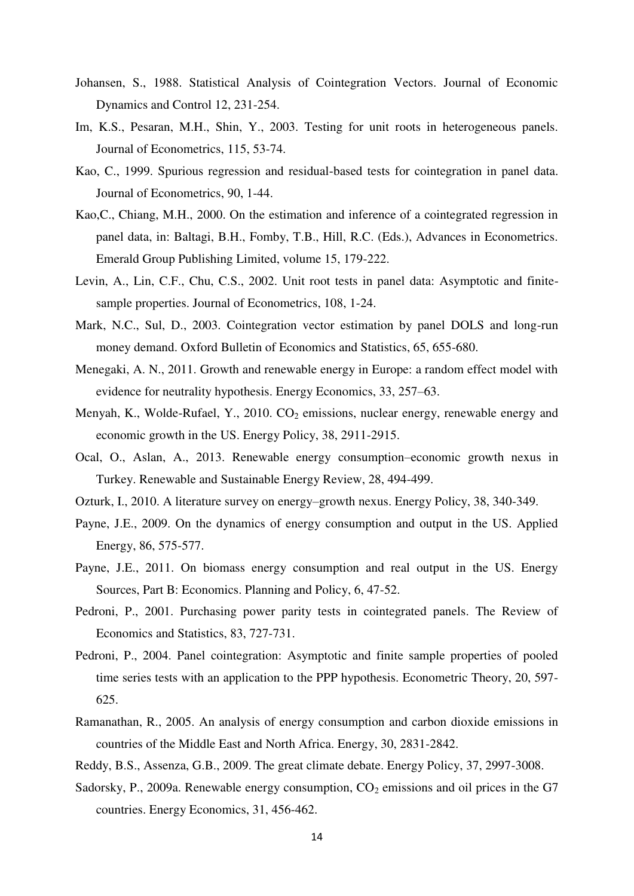Johansen, S., 1988. Statistical Analysis of Cointegration Vectors. Journal of Economic Dynamics and Control 12, 231-254.

Im, K.S., Pesaran, M.H., Shin, Y., 2003. Testing for unit roots in heterogeneous panels. Journal of Econometrics, 115, 53-74.

Kao, C., 1999. Spurious regression and residual-based tests for cointegration in panel data. Journal of Econometrics, 90, 1-44.

Kao,C., Chiang, M.H., 2000. On the estimation and inference of a cointegrated regression in panel data, in: Baltagi, B.H., Fomby, T.B., Hill, R.C. (Eds.), Advances in Econometrics. Emerald Group Publishing Limited, volume 15, 179-222.

Levin, A., Lin, C.F., Chu, C.S., 2002. Unit root tests in panel data: Asymptotic and finite-sample properties. Journal of Econometrics, 108, 1-24.

Mark, N.C., Sul, D., 2003. Cointegration vector estimation by panel DOLS and long-run money demand. Oxford Bulletin of Economics and Statistics, 65, 655-680.

Menegaki, A. N., 2011. Growth and renewable energy in Europe: a random effect model with evidence for neutrality hypothesis. Energy Economics, 33, 257–63.

Menyah, K., Wolde-Rufael, Y., 2010. $CO_2$ emissions, nuclear energy, renewable energy and economic growth in the US. Energy Policy, 38, 2911-2915.

Ocal, O., Aslan, A., 2013. Renewable energy consumption–economic growth nexus in Turkey. Renewable and Sustainable Energy Review, 28, 494-499.

Ozturk, I., 2010. A literature survey on energy–growth nexus. Energy Policy, 38, 340-349.

Payne, J.E., 2009. On the dynamics of energy consumption and output in the US. Applied Energy, 86, 575-577.

Payne, J.E., 2011. On biomass energy consumption and real output in the US. Energy Sources, Part B: Economics. Planning and Policy, 6, 47-52.

Pedroni, P., 2001. Purchasing power parity tests in cointegrated panels. The Review of Economics and Statistics, 83, 727-731.

Pedroni, P., 2004. Panel cointegration: Asymptotic and finite sample properties of pooled time series tests with an application to the PPP hypothesis. Econometric Theory, 20, 597-625.

Ramanathan, R., 2005. An analysis of energy consumption and carbon dioxide emissions in countries of the Middle East and North Africa. Energy, 30, 2831-2842.

Reddy, B.S., Assenza, G.B., 2009. The great climate debate. Energy Policy, 37, 2997-3008.

Sadorsky, P., 2009a. Renewable energy consumption, $CO_2$ emissions and oil prices in the G7 countries. Energy Economics, 31, 456-462.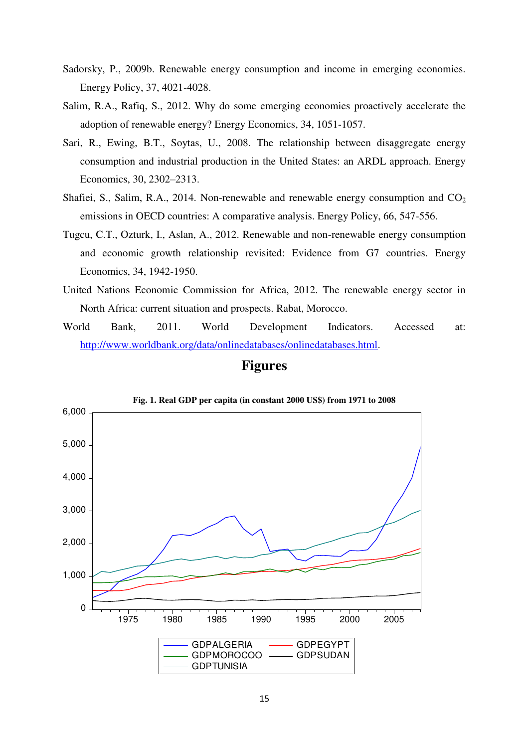Sadorsky, P., 2009b. Renewable energy consumption and income in emerging economies. Energy Policy, 37, 4021-4028.

Salim, R.A., Rafiq, S., 2012. Why do some emerging economies proactively accelerate the adoption of renewable energy? Energy Economics, 34, 1051-1057.

Sari, R., Ewing, B.T., Soytas, U., 2008. The relationship between disaggregate energy consumption and industrial production in the United States: an ARDL approach. Energy Economics, 30, 2302–2313.

Shafiei, S., Salim, R.A., 2014. Non-renewable and renewable energy consumption and $CO_2$ emissions in OECD countries: A comparative analysis. Energy Policy, 66, 547-556.

Tugcu, C.T., Ozturk, I., Aslan, A., 2012. Renewable and non-renewable energy consumption and economic growth relationship revisited: Evidence from G7 countries. Energy Economics, 34, 1942-1950.

United Nations Economic Commission for Africa, 2012. The renewable energy sector in North Africa: current situation and prospects. Rabat, Morocco.

World Bank, 2011. World Development Indicators. Accessed at: http://www.worldbank.org/data/onlinedatabases/onlinedatabases.html.

# Figures

**Fig. 1. Real GDP per capita (in constant 2000 US$) from 1971 to 2008**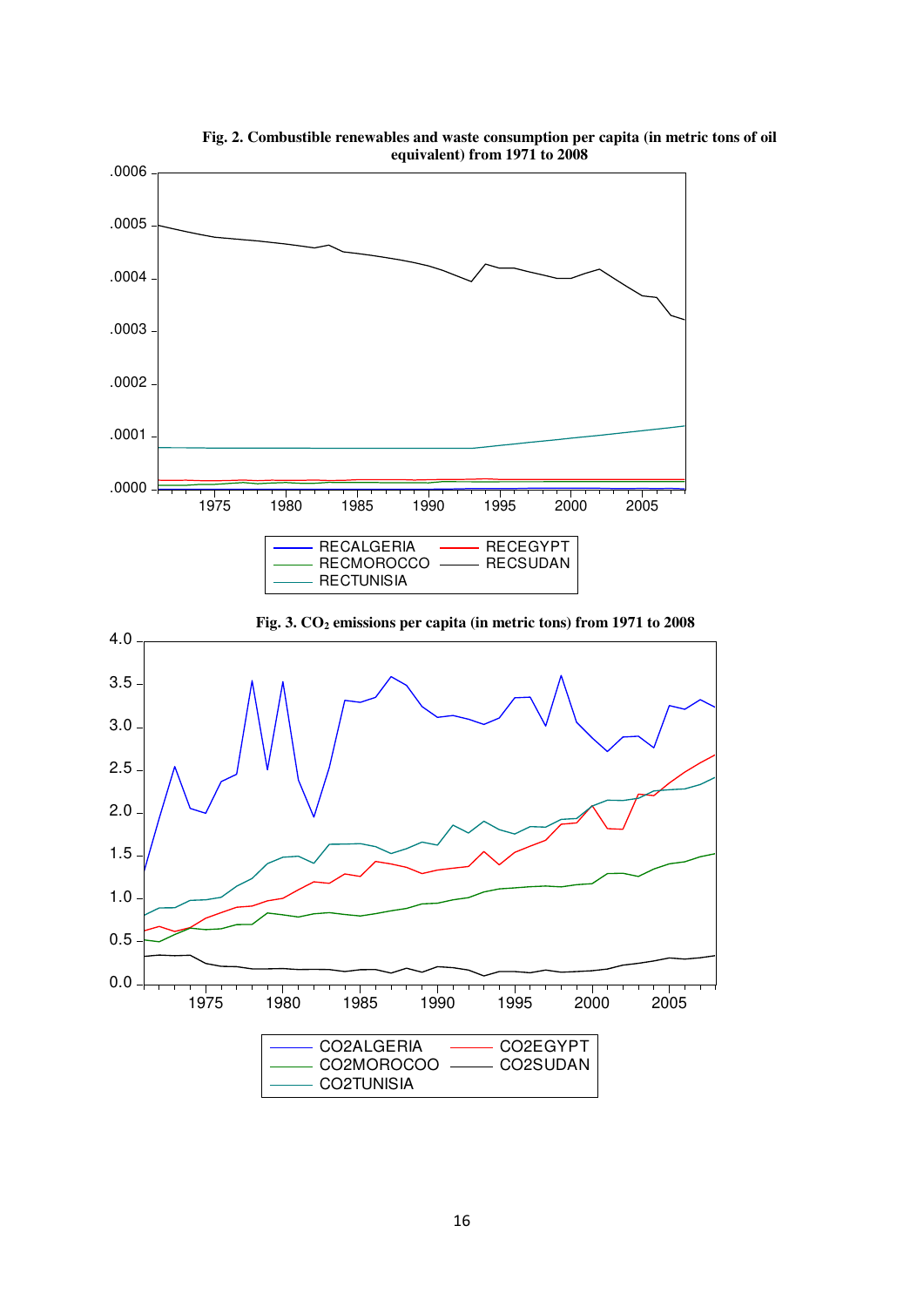**Fig. 2. Combustible renewables and waste consumption per capita (in metric tons of oil equivalent) from 1971 to 2008**

**Fig. 3. $CO_2$ emissions per capita (in metric tons) from 1971 to 2008**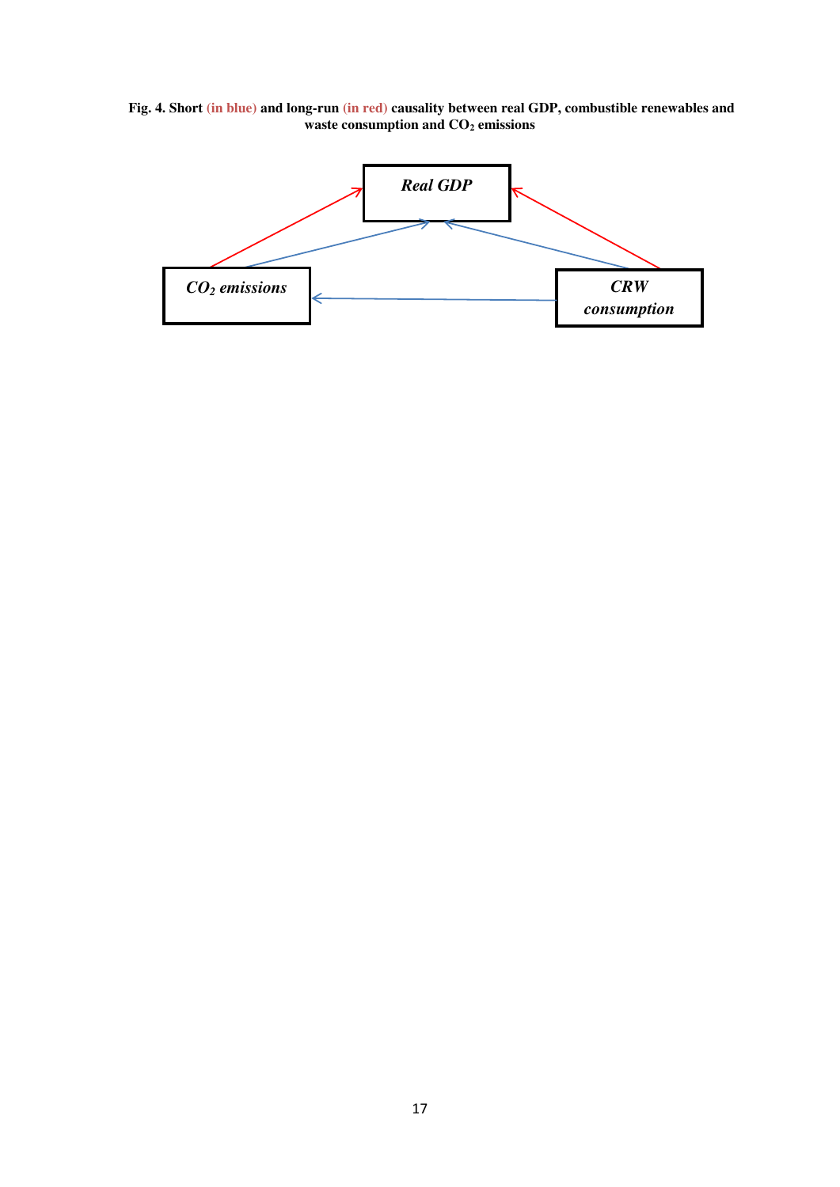**Fig. 4. Short (in blue) and long-run (in red) causality between real GDP, combustible renewables and waste consumption and $CO_2$ emissions**

*Real GDP*

*$CO_2$ emissions*

*CRW consumption*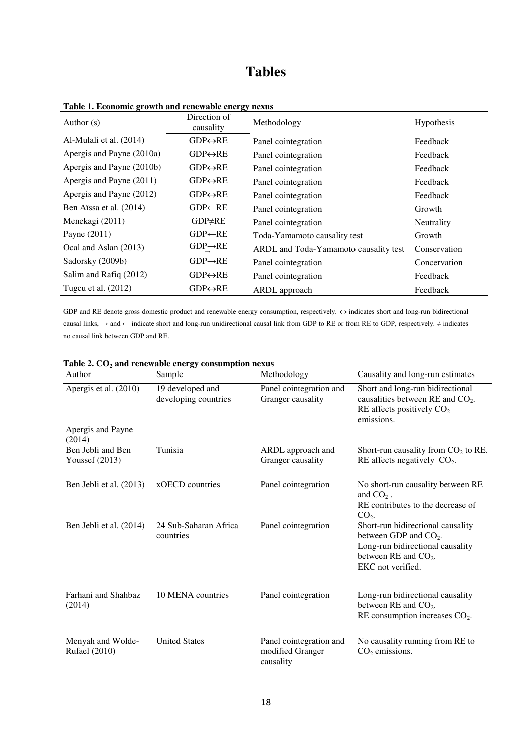# Tables

**Table 1. Economic growth and renewable energy nexus**

| Author (s) | Direction of causality | Methodology | Hypothesis |
|---|---|---|---|
| Al-Mulali et al. (2014) | GDP↔RE | Panel cointegration | Feedback |
| Apergis and Payne (2010a) | GDP↔RE | Panel cointegration | Feedback |
| Apergis and Payne (2010b) | GDP↔RE | Panel cointegration | Feedback |
| Apergis and Payne (2011) | GDP↔RE | Panel cointegration | Feedback |
| Apergis and Payne (2012) | GDP↔RE | Panel cointegration | Feedback |
| Ben Aïssa et al. (2014) | GDP←RE | Panel cointegration | Growth |
| Menekagi (2011) | GDP≠RE | Panel cointegration | Neutrality |
| Payne (2011) | GDP←RE | Toda-Yamamoto causality test | Growth |
| Ocal and Aslan (2013) | GDP→RE | ARDL and Toda-Yamamoto causality test | Conservation |
| Sadorsky (2009b) | GDP→RE | Panel cointegration | Concervation |
| Salim and Rafiq (2012) | GDP↔RE | Panel cointegration | Feedback |
| Tugcu et al. (2012) | GDP↔RE | ARDL approach | Feedback |

GDP and RE denote gross domestic product and renewable energy consumption, respectively. ↔ indicates short and long-run bidirectional causal links, → and ← indicate short and long-run unidirectional causal link from GDP to RE or from RE to GDP, respectively. ≠ indicates no causal link between GDP and RE.

**Table 2. $CO_2$ and renewable energy consumption nexus**

| Author | Sample | Methodology | Causality and long-run estimates |
|---|---|---|---|
| Apergis et al. (2010) | 19 developed and developing countries | Panel cointegration and Granger causality | Short and long-run bidirectional causalities between RE and $CO_2$. RE affects positively $CO_2$ emissions. |
| Apergis and Payne (2014) | | | |
| Ben Jebli and Ben Youssef (2013) | Tunisia | ARDL approach and Granger causality | Short-run causality from $CO_2$ to RE. RE affects negatively $CO_2$. |
| Ben Jebli et al. (2013) | xOECD countries | Panel cointegration | No short-run causality between RE and $CO_2$. RE contributes to the decrease of $CO_2$. |
| Ben Jebli et al. (2014) | 24 Sub-Saharan Africa countries | Panel cointegration | Short-run bidirectional causality between GDP and $CO_2$. Long-run bidirectional causality between RE and $CO_2$. EKC not verified. |
| Farhani and Shahbaz (2014) | 10 MENA countries | Panel cointegration | Long-run bidirectional causality between RE and $CO_2$. RE consumption increases $CO_2$. |
| Menyah and Wolde-Rufael (2010) | United States | Panel cointegration and modified Granger causality | No causality running from RE to $CO_2$ emissions. |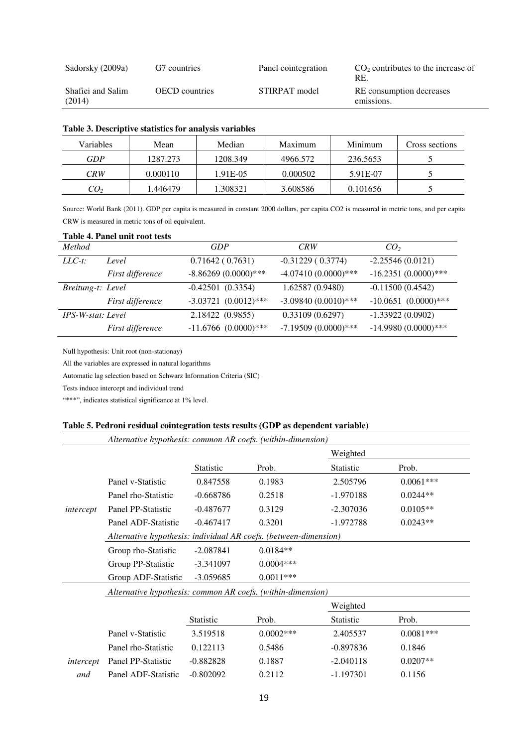| | | | |
|---|---|---|---|
| Sadorsky (2009a) | G7 countries | Panel cointegration | $CO_2$ contributes to the increase of RE. |
| Shafiei and Salim (2014) | OECD countries | STIRPAT model | RE consumption decreases emissions. |

**Table 3. Descriptive statistics for analysis variables**

| Variables | Mean | Median | Maximum | Minimum | Cross sections |
|---|---|---|---|---|---|
| *GDP* | 1287.273 | 1208.349 | 4966.572 | 236.5653 | 5 |
| *CRW* | 0.000110 | 1.91E-05 | 0.000502 | 5.91E-07 | 5 |
| $CO_2$ | 1.446479 | 1.308321 | 3.608586 | 0.101656 | 5 |

Source: World Bank (2011). GDP per capita is measured in constant 2000 dollars, per capita CO2 is measured in metric tons, and per capita CRW is measured in metric tons of oil equivalent.

**Table 4. Panel unit root tests**

| *Method* | | *GDP* | *CRW* | $CO_2$ |
|---|---|---|---|---|
| *LLC-t:* | *Level* | 0.71642 ( 0.7631) | -0.31229 ( 0.3774) | -2.25546 (0.0121) |
| | *First difference* | -8.86269 (0.0000)*** | -4.07410 (0.0000)*** | -16.2351 (0.0000)*** |
| *Breitung-t:* | *Level* | -0.42501 (0.3354) | 1.62587 (0.9480) | -0.11500 (0.4542) |
| | *First difference* | -3.03721 (0.0012)*** | -3.09840 (0.0010)*** | -10.0651 (0.0000)*** |
| *IPS-W-stat:* | *Level* | 2.18422 (0.9855) | 0.33109 (0.6297) | -1.33922 (0.0902) |
| | *First difference* | -11.6766 (0.0000)*** | -7.19509 (0.0000)*** | -14.9980 (0.0000)*** |

Null hypothesis: Unit root (non-stationay)

All the variables are expressed in natural logarithms

Automatic lag selection based on Schwarz Information Criteria (SIC)

Tests induce intercept and individual trend

"***", indicates statistical significance at 1% level.

**Table 5. Pedroni residual cointegration tests results (GDP as dependent variable)**

| | *Alternative hypothesis: common AR coefs. (within-dimension)* | | | | |
|---|---|---|---|---|---|
| | | | | Weighted | |
| | | Statistic | Prob. | Statistic | Prob. |
| *intercept* | Panel v-Statistic | 0.847558 | 0.1983 | 2.505796 | 0.0061*** |
| | Panel rho-Statistic | -0.668786 | 0.2518 | -1.970188 | 0.0244** |
| | Panel PP-Statistic | -0.487677 | 0.3129 | -2.307036 | 0.0105** |
| | Panel ADF-Statistic | -0.467417 | 0.3201 | -1.972788 | 0.0243** |
| | *Alternative hypothesis: individual AR coefs. (between-dimension)* | | | | |
| | Group rho-Statistic | -2.087841 | 0.0184** | | |
| | Group PP-Statistic | -3.341097 | 0.0004*** | | |
| | Group ADF-Statistic | -3.059685 | 0.0011*** | | |
| | *Alternative hypothesis: common AR coefs. (within-dimension)* | | | | |
| | | | | Weighted | |
| | | Statistic | Prob. | Statistic | Prob. |
| *intercept and* | Panel v-Statistic | 3.519518 | 0.0002*** | 2.405537 | 0.0081*** |
| | Panel rho-Statistic | 0.122113 | 0.5486 | -0.897836 | 0.1846 |
| | Panel PP-Statistic | -0.882828 | 0.1887 | -2.040118 | 0.0207** |
| | Panel ADF-Statistic | -0.802092 | 0.2112 | -1.197301 | 0.1156 |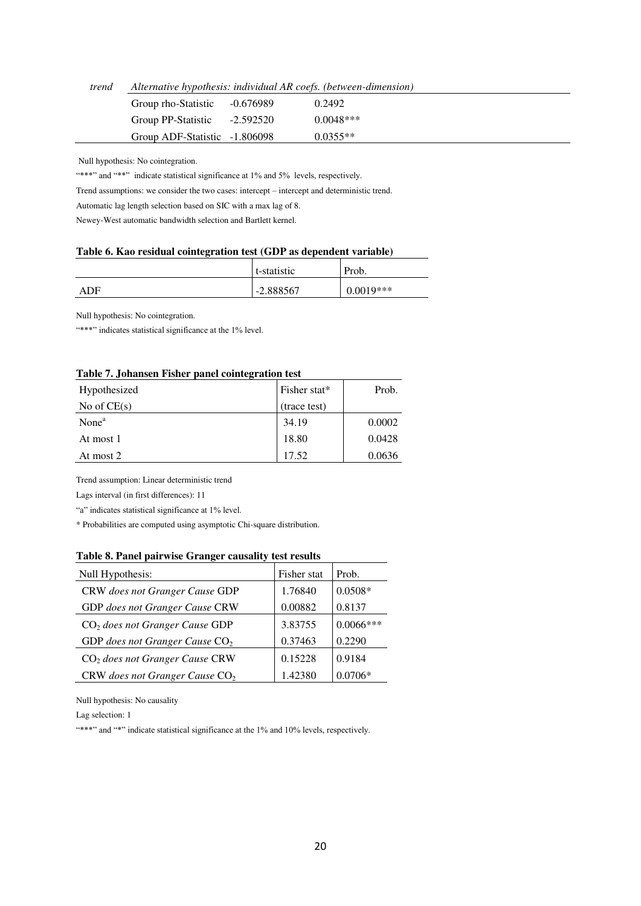| *trend* | *Alternative hypothesis: individual AR coefs. (between-dimension)* | | |
|---|---|---|---|
| | Group rho-Statistic | -0.676989 | 0.2492 |
| | Group PP-Statistic | -2.592520 | 0.0048*** |
| | Group ADF-Statistic | -1.806098 | 0.0355** |

Null hypothesis: No cointegration.

"***" and "**" indicate statistical significance at 1% and 5% levels, respectively.

Trend assumptions: we consider the two cases: intercept – intercept and deterministic trend.

Automatic lag length selection based on SIC with a max lag of 8.

Newey-West automatic bandwidth selection and Bartlett kernel.

**Table 6. Kao residual cointegration test (GDP as dependent variable)**

| | t-statistic | Prob. |
|---|---|---|
| ADF | -2.888567 | 0.0019*** |

Null hypothesis: No cointegration.

"***" indicates statistical significance at the 1% level.

**Table 7. Johansen Fisher panel cointegration test**

| Hypothesized No of CE(s) | Fisher stat* (trace test) | Prob. |
|---|---|---|
| None[a] | 34.19 | 0.0002 |
| At most 1 | 18.80 | 0.0428 |
| At most 2 | 17.52 | 0.0636 |

Trend assumption: Linear deterministic trend

Lags interval (in first differences): 11

"a" indicates statistical significance at 1% level.

* Probabilities are computed using asymptotic Chi-square distribution.

**Table 8. Panel pairwise Granger causality test results**

| Null Hypothesis: | Fisher stat | Prob. |
|---|---|---|
| CRW *does not Granger Cause* GDP | 1.76840 | 0.0508* |
| GDP *does not Granger Cause* CRW | 0.00882 | 0.8137 |
| $CO_2$ *does not Granger Cause* GDP | 3.83755 | 0.0066*** |
| GDP *does not Granger Cause* $CO_2$ | 0.37463 | 0.2290 |
| $CO_2$ *does not Granger Cause* CRW | 0.15228 | 0.9184 |
| CRW *does not Granger Cause* $CO_2$ | 1.42380 | 0.0706* |

Null hypothesis: No causality

Lag selection: 1

"***" and "*" indicate statistical significance at the 1% and 10% levels, respectively.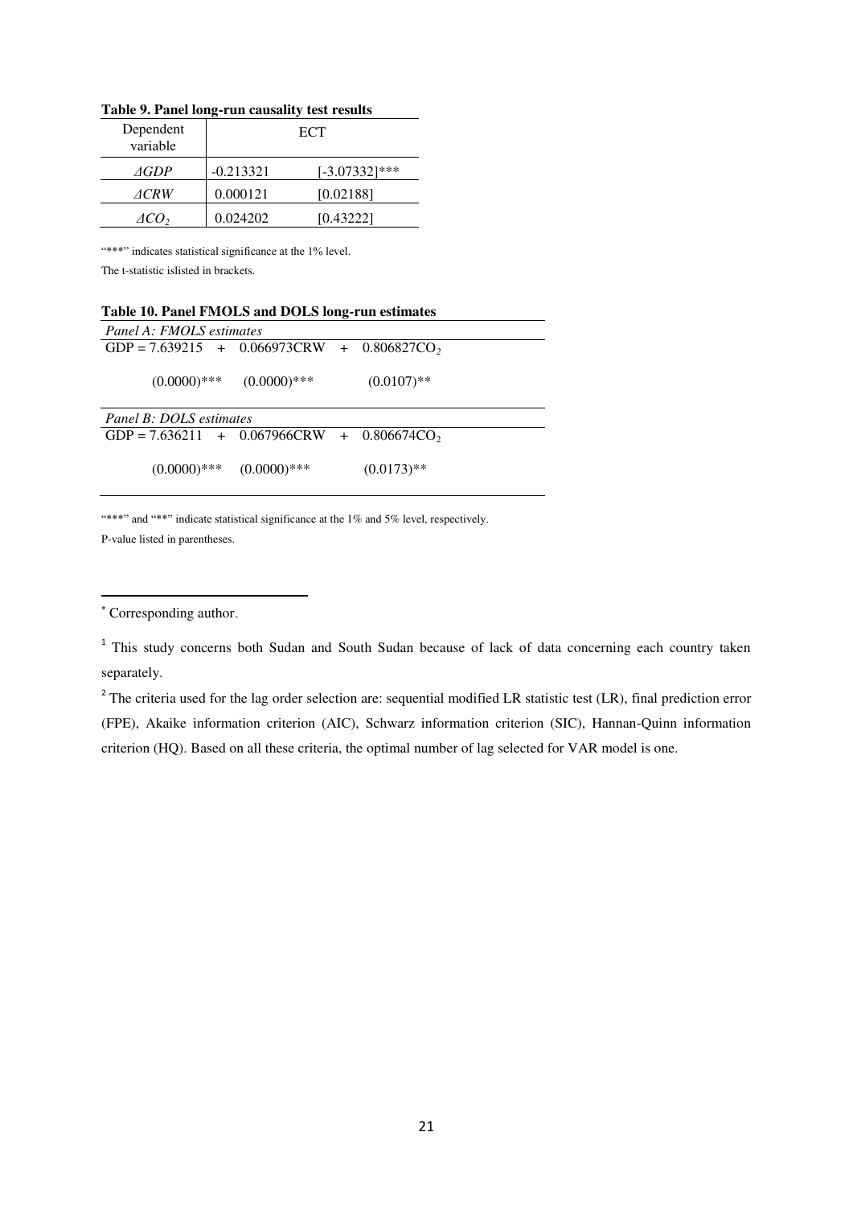**Table 9. Panel long-run causality test results**

| Dependent variable | ECT | |
|---|---|---|
| $\Delta GDP$ | -0.213321 | [-3.07332]*** |
| $\Delta CRW$ | 0.000121 | [0.02188] |
| $\Delta CO_2$ | 0.024202 | [0.43222] |

"***" indicates statistical significance at the 1% level.
The t-statistic islisted in brackets.

**Table 10. Panel FMOLS and DOLS long-run estimates**

*Panel A: FMOLS estimates*

$$GDP = 7.639215 + 0.066973CRW + 0.806827CO_2$$

(0.0000)***  (0.0000)***  (0.0107)**

*Panel B: DOLS estimates*

$$GDP = 7.636211 + 0.067966CRW + 0.806674CO_2$$

(0.0000)***  (0.0000)***  (0.0173)**

"***" and "**" indicate statistical significance at the 1% and 5% level, respectively.
P-value listed in parentheses.

---

[*] Corresponding author.

[1] This study concerns both Sudan and South Sudan because of lack of data concerning each country taken separately.

[2] The criteria used for the lag order selection are: sequential modified LR statistic test (LR), final prediction error (FPE), Akaike information criterion (AIC), Schwarz information criterion (SIC), Hannan-Quinn information criterion (HQ). Based on all these criteria, the optimal number of lag selected for VAR model is one.